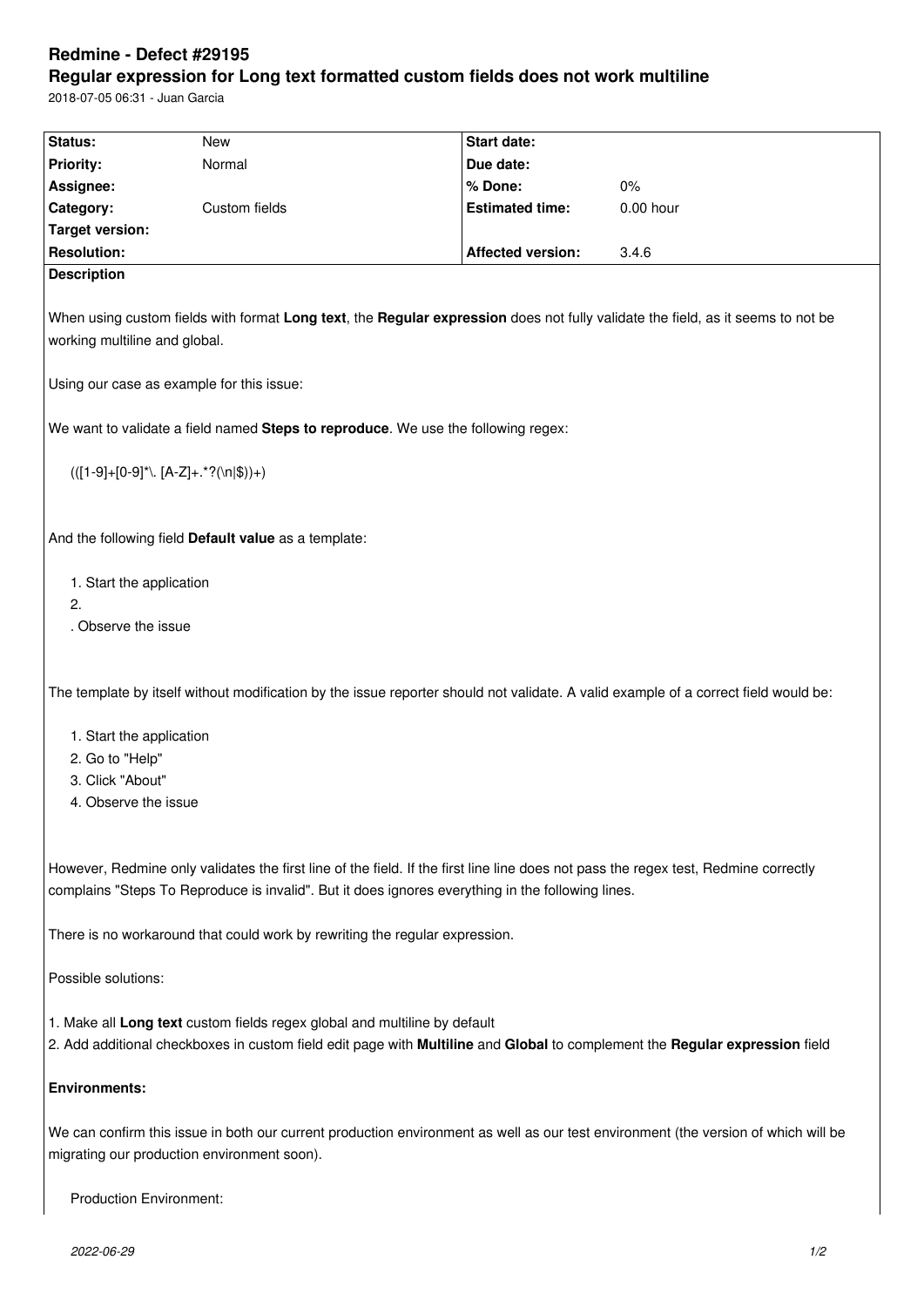# Redmine - Defect #29195

## Regular expression for Long text formatted custom fields does not work multiline

2018-07-05 06:31 - Juan Garcia

| Status: | New | Start date: | |
|---|---|---|---|
| Priority: | Normal | Due date: | |
| Assignee: | | % Done: | 0% |
| Category: | Custom fields | Estimated time: | 0.00 hour |
| Target version: | | | |
| Resolution: | | Affected version: | 3.4.6 |

**Description**

When using custom fields with format **Long text**, the **Regular expression** does not fully validate the field, as it seems to not be working multiline and global.

Using our case as example for this issue:

We want to validate a field named **Steps to reproduce**. We use the following regex:

```
(([1-9]+[0-9]*\. [A-Z]+.*?(\n|$))+)
```

And the following field **Default value** as a template:

```
1. Start the application
2.
. Observe the issue
```

The template by itself without modification by the issue reporter should not validate. A valid example of a correct field would be:

```
1. Start the application
2. Go to "Help"
3. Click "About"
4. Observe the issue
```

However, Redmine only validates the first line of the field. If the first line line does not pass the regex test, Redmine correctly complains "Steps To Reproduce is invalid". But it does ignores everything in the following lines.

There is no workaround that could work by rewriting the regular expression.

Possible solutions:

1. Make all **Long text** custom fields regex global and multiline by default
2. Add additional checkboxes in custom field edit page with **Multiline** and **Global** to complement the **Regular expression** field

**Environments:**

We can confirm this issue in both our current production environment as well as our test environment (the version of which will be migrating our production environment soon).

Production Environment: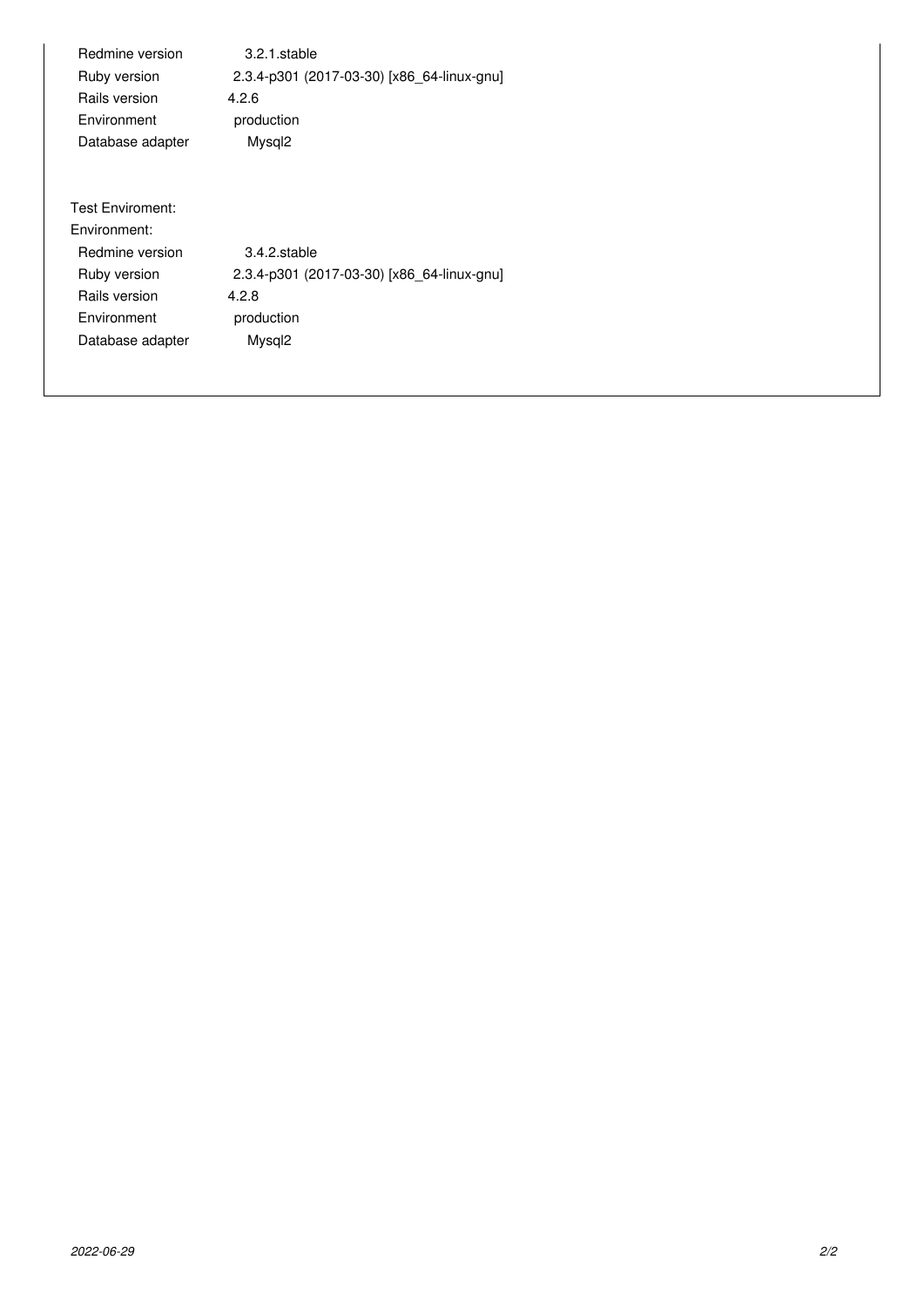| | |
|---|---|
| Redmine version | 3.2.1.stable |
| Ruby version | 2.3.4-p301 (2017-03-30) [x86_64-linux-gnu] |
| Rails version | 4.2.6 |
| Environment | production |
| Database adapter | Mysql2 |

Test Enviroment:

Environment:

| | |
|---|---|
| Redmine version | 3.4.2.stable |
| Ruby version | 2.3.4-p301 (2017-03-30) [x86_64-linux-gnu] |
| Rails version | 4.2.8 |
| Environment | production |
| Database adapter | Mysql2 |